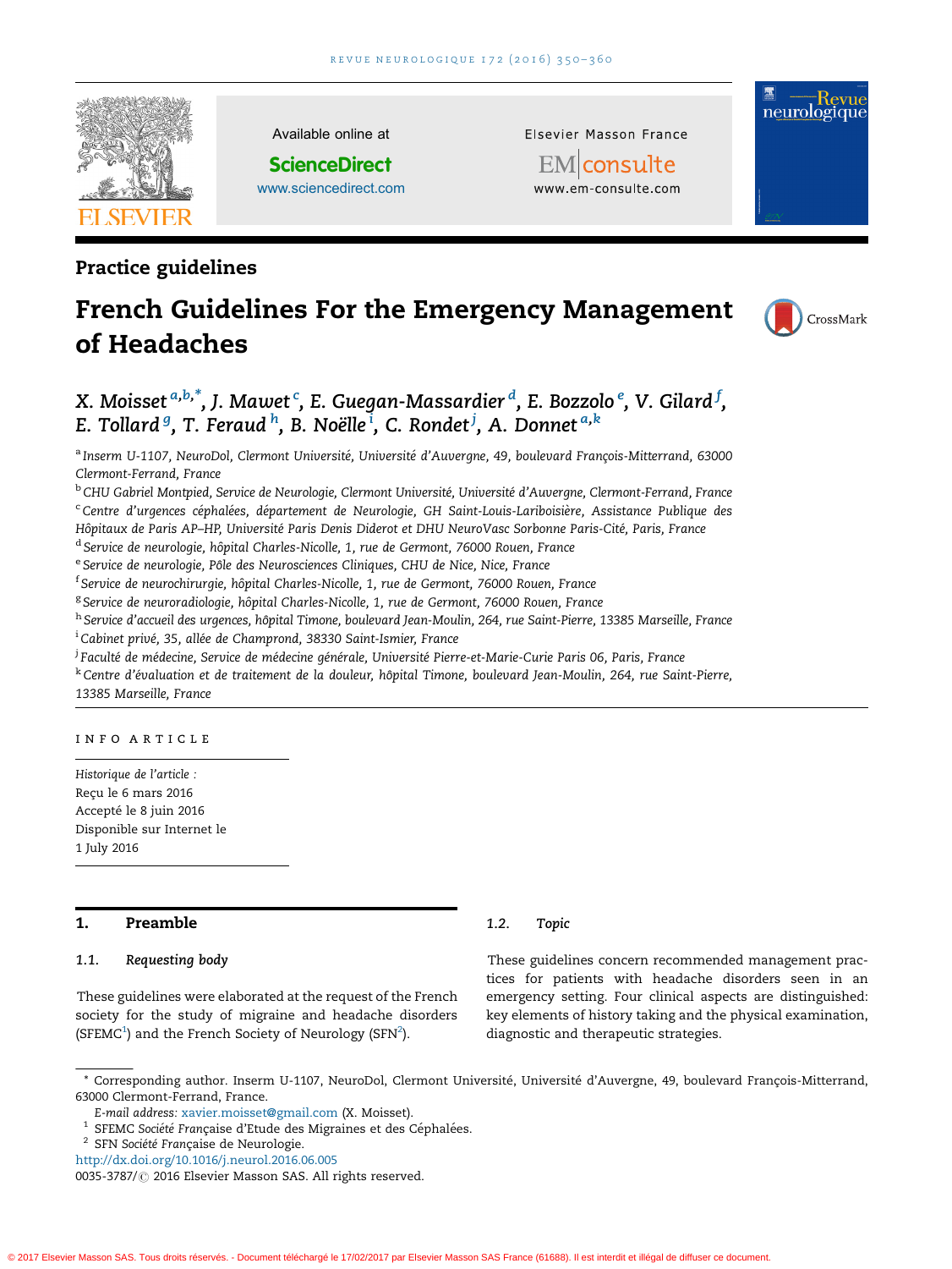Practice guidelines

# French Guidelines For the Emergency Management of Headaches

X. Moisset[a,b,*], J. Mawet[c], E. Guegan-Massardier[d], E. Bozzolo[e], V. Gilard[f], E. Tollard[g], T. Feraud[h], B. Noëlle[i], C. Rondet[j], A. Donnet[a,k]

[a] Inserm U-1107, NeuroDol, Clermont Université, Université d'Auvergne, 49, boulevard François-Mitterrand, 63000 Clermont-Ferrand, France
[b] CHU Gabriel Montpied, Service de Neurologie, Clermont Université, Université d'Auvergne, Clermont-Ferrand, France
[c] Centre d'urgences céphalées, département de Neurologie, GH Saint-Louis-Lariboisière, Assistance Publique des Hôpitaux de Paris AP–HP, Université Paris Denis Diderot et DHU NeuroVasc Sorbonne Paris-Cité, Paris, France
[d] Service de neurologie, hôpital Charles-Nicolle, 1, rue de Germont, 76000 Rouen, France
[e] Service de neurologie, Pôle des Neurosciences Cliniques, CHU de Nice, Nice, France
[f] Service de neurochirurgie, hôpital Charles-Nicolle, 1, rue de Germont, 76000 Rouen, France
[g] Service de neuroradiologie, hôpital Charles-Nicolle, 1, rue de Germont, 76000 Rouen, France
[h] Service d'accueil des urgences, hôpital Timone, boulevard Jean-Moulin, 264, rue Saint-Pierre, 13385 Marseille, France
[i] Cabinet privé, 35, allée de Champrond, 38330 Saint-Ismier, France
[j] Faculté de médecine, Service de médecine générale, Université Pierre-et-Marie-Curie Paris 06, Paris, France
[k] Centre d'évaluation et de traitement de la douleur, hôpital Timone, boulevard Jean-Moulin, 264, rue Saint-Pierre, 13385 Marseille, France

INFO ARTICLE

*Historique de l'article :*
Reçu le 6 mars 2016
Accepté le 8 juin 2016
Disponible sur Internet le 1 July 2016

## 1. Preamble

### 1.1. *Requesting body*

These guidelines were elaborated at the request of the French society for the study of migraine and headache disorders (SFEMC[1]) and the French Society of Neurology (SFN[2]).

### 1.2. *Topic*

These guidelines concern recommended management practices for patients with headache disorders seen in an emergency setting. Four clinical aspects are distinguished: key elements of history taking and the physical examination, diagnostic and therapeutic strategies.

\* Corresponding author. Inserm U-1107, NeuroDol, Clermont Université, Université d'Auvergne, 49, boulevard François-Mitterrand, 63000 Clermont-Ferrand, France.
*E-mail address:* xavier.moisset@gmail.com (X. Moisset).
[1] SFEMC *Société Française* d'Etude des Migraines et des Céphalées.
[2] SFN *Société Française* de Neurologie.
http://dx.doi.org/10.1016/j.neurol.2016.06.005
0035-3787/© 2016 Elsevier Masson SAS. All rights reserved.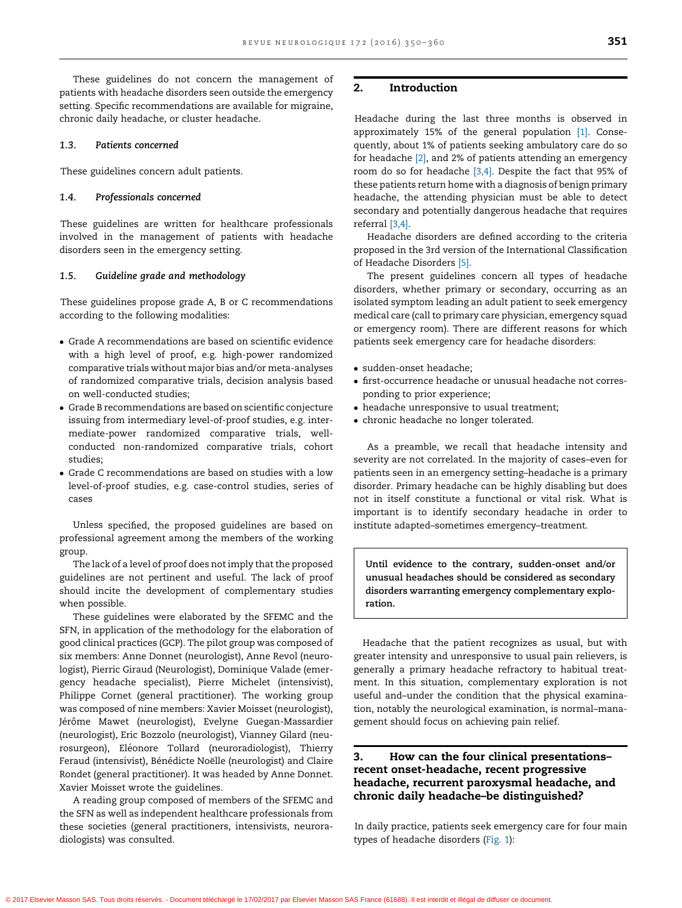These guidelines do not concern the management of patients with headache disorders seen outside the emergency setting. Specific recommendations are available for migraine, chronic daily headache, or cluster headache.

### 1.3. Patients concerned

These guidelines concern adult patients.

### 1.4. Professionals concerned

These guidelines are written for healthcare professionals involved in the management of patients with headache disorders seen in the emergency setting.

### 1.5. Guideline grade and methodology

These guidelines propose grade A, B or C recommendations according to the following modalities:

- Grade A recommendations are based on scientific evidence with a high level of proof, e.g. high-power randomized comparative trials without major bias and/or meta-analyses of randomized comparative trials, decision analysis based on well-conducted studies;
- Grade B recommendations are based on scientific conjecture issuing from intermediary level-of-proof studies, e.g. intermediate-power randomized comparative trials, well-conducted non-randomized comparative trials, cohort studies;
- Grade C recommendations are based on studies with a low level-of-proof studies, e.g. case-control studies, series of cases

Unless specified, the proposed guidelines are based on professional agreement among the members of the working group.

The lack of a level of proof does not imply that the proposed guidelines are not pertinent and useful. The lack of proof should incite the development of complementary studies when possible.

These guidelines were elaborated by the SFEMC and the SFN, in application of the methodology for the elaboration of good clinical practices (GCP). The pilot group was composed of six members: Anne Donnet (neurologist), Anne Revol (neurologist), Pierric Giraud (Neurologist), Dominique Valade (emergency headache specialist), Pierre Michelet (intensivist), Philippe Cornet (general practitioner). The working group was composed of nine members: Xavier Moisset (neurologist), Jérôme Mawet (neurologist), Evelyne Guegan-Massardier (neurologist), Eric Bozzolo (neurologist), Vianney Gilard (neurosurgeon), Eléonore Tollard (neuroradiologist), Thierry Feraud (intensivist), Bénédicte Noëlle (neurologist) and Claire Rondet (general practitioner). It was headed by Anne Donnet. Xavier Moisset wrote the guidelines.

A reading group composed of members of the SFEMC and the SFN as well as independent healthcare professionals from these societies (general practitioners, intensivists, neuroradiologists) was consulted.

## 2. Introduction

Headache during the last three months is observed in approximately 15% of the general population [1]. Consequently, about 1% of patients seeking ambulatory care do so for headache [2], and 2% of patients attending an emergency room do so for headache [3,4]. Despite the fact that 95% of these patients return home with a diagnosis of benign primary headache, the attending physician must be able to detect secondary and potentially dangerous headache that requires referral [3,4].

Headache disorders are defined according to the criteria proposed in the 3rd version of the International Classification of Headache Disorders [5].

The present guidelines concern all types of headache disorders, whether primary or secondary, occurring as an isolated symptom leading an adult patient to seek emergency medical care (call to primary care physician, emergency squad or emergency room). There are different reasons for which patients seek emergency care for headache disorders:

- sudden-onset headache;
- first-occurrence headache or unusual headache not corresponding to prior experience;
- headache unresponsive to usual treatment;
- chronic headache no longer tolerated.

As a preamble, we recall that headache intensity and severity are not correlated. In the majority of cases–even for patients seen in an emergency setting–headache is a primary disorder. Primary headache can be highly disabling but does not in itself constitute a functional or vital risk. What is important is to identify secondary headache in order to institute adapted–sometimes emergency–treatment.

**Until evidence to the contrary, sudden-onset and/or unusual headaches should be considered as secondary disorders warranting emergency complementary exploration.**

Headache that the patient recognizes as usual, but with greater intensity and unresponsive to usual pain relievers, is generally a primary headache refractory to habitual treatment. In this situation, complementary exploration is not useful and–under the condition that the physical examination, notably the neurological examination, is normal–management should focus on achieving pain relief.

## 3. How can the four clinical presentations–recent onset-headache, recent progressive headache, recurrent paroxysmal headache, and chronic daily headache–be distinguished?

In daily practice, patients seek emergency care for four main types of headache disorders (Fig. 1):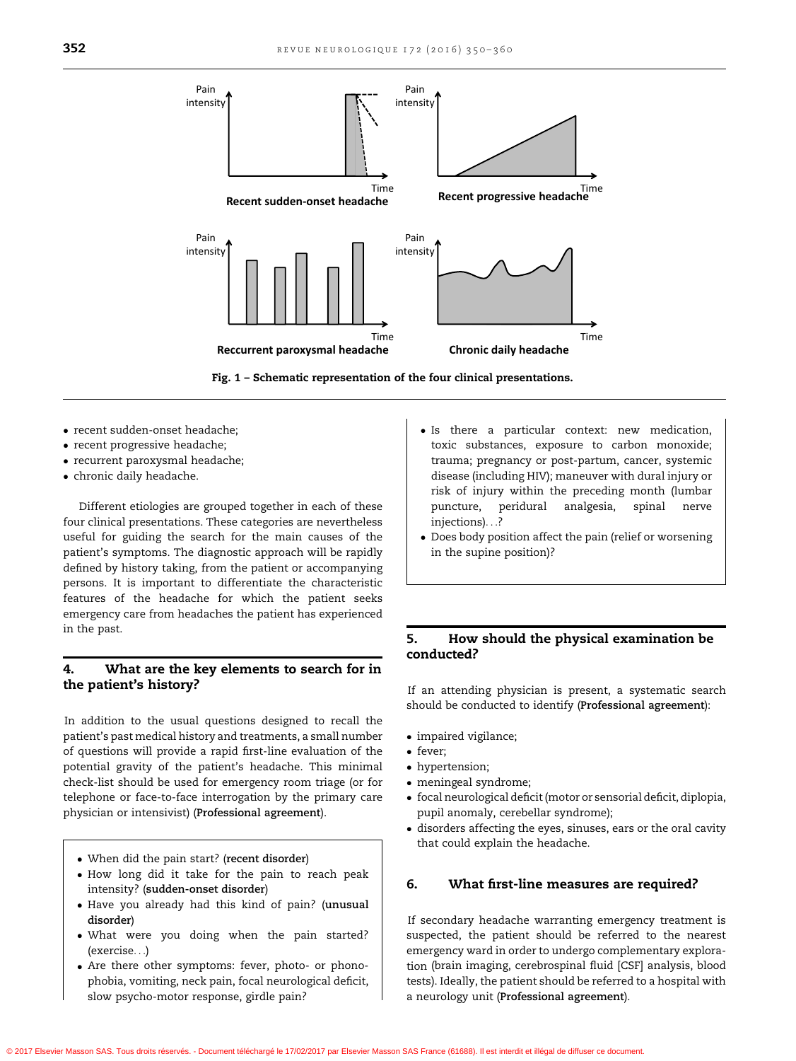Fig. 1 – Schematic representation of the four clinical presentations.

- recent sudden-onset headache;
- recent progressive headache;
- recurrent paroxysmal headache;
- chronic daily headache.

Different etiologies are grouped together in each of these four clinical presentations. These categories are nevertheless useful for guiding the search for the main causes of the patient's symptoms. The diagnostic approach will be rapidly defined by history taking, from the patient or accompanying persons. It is important to differentiate the characteristic features of the headache for which the patient seeks emergency care from headaches the patient has experienced in the past.

## 4. What are the key elements to search for in the patient's history?

In addition to the usual questions designed to recall the patient's past medical history and treatments, a small number of questions will provide a rapid first-line evaluation of the potential gravity of the patient's headache. This minimal check-list should be used for emergency room triage (or for telephone or face-to-face interrogation by the primary care physician or intensivist) (**Professional agreement**).

- When did the pain start? (**recent disorder**)
- How long did it take for the pain to reach peak intensity? (**sudden-onset disorder**)
- Have you already had this kind of pain? (**unusual disorder**)
- What were you doing when the pain started? (exercise...)
- Are there other symptoms: fever, photo- or phonophobia, vomiting, neck pain, focal neurological deficit, slow psycho-motor response, girdle pain?
- Is there a particular context: new medication, toxic substances, exposure to carbon monoxide; trauma; pregnancy or post-partum, cancer, systemic disease (including HIV); maneuver with dural injury or risk of injury within the preceding month (lumbar puncture, peridural analgesia, spinal nerve injections)...?
- Does body position affect the pain (relief or worsening in the supine position)?

## 5. How should the physical examination be conducted?

If an attending physician is present, a systematic search should be conducted to identify (**Professional agreement**):

- impaired vigilance;
- fever;
- hypertension;
- meningeal syndrome;
- focal neurological deficit (motor or sensorial deficit, diplopia, pupil anomaly, cerebellar syndrome);
- disorders affecting the eyes, sinuses, ears or the oral cavity that could explain the headache.

## 6. What first-line measures are required?

If secondary headache warranting emergency treatment is suspected, the patient should be referred to the nearest emergency ward in order to undergo complementary exploration (brain imaging, cerebrospinal fluid [CSF] analysis, blood tests). Ideally, the patient should be referred to a hospital with a neurology unit (**Professional agreement**).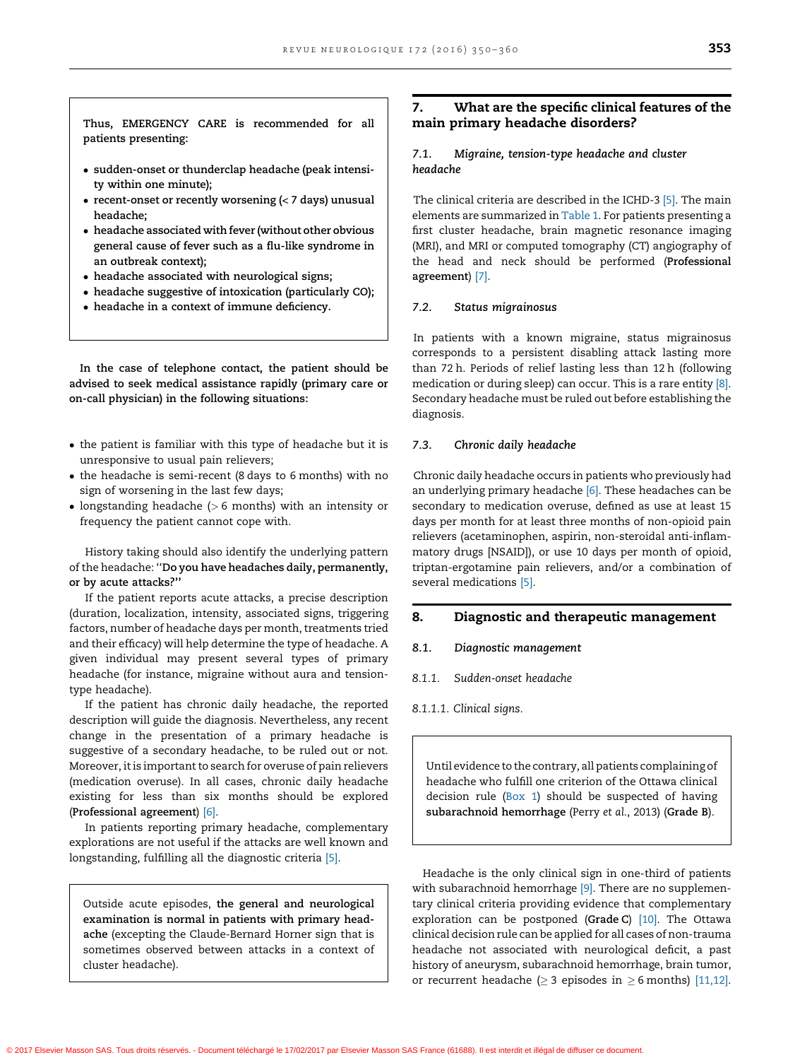Thus, EMERGENCY CARE is recommended for all patients presenting:

- sudden-onset or thunderclap headache (peak intensity within one minute);
- recent-onset or recently worsening (< 7 days) unusual headache;
- headache associated with fever (without other obvious general cause of fever such as a flu-like syndrome in an outbreak context);
- headache associated with neurological signs;
- headache suggestive of intoxication (particularly CO);
- headache in a context of immune deficiency.

**In the case of telephone contact, the patient should be advised to seek medical assistance rapidly (primary care or on-call physician) in the following situations:**

- the patient is familiar with this type of headache but it is unresponsive to usual pain relievers;
- the headache is semi-recent (8 days to 6 months) with no sign of worsening in the last few days;
- longstanding headache (> 6 months) with an intensity or frequency the patient cannot cope with.

History taking should also identify the underlying pattern of the headache: **"Do you have headaches daily, permanently, or by acute attacks?"**

If the patient reports acute attacks, a precise description (duration, localization, intensity, associated signs, triggering factors, number of headache days per month, treatments tried and their efficacy) will help determine the type of headache. A given individual may present several types of primary headache (for instance, migraine without aura and tension-type headache).

If the patient has chronic daily headache, the reported description will guide the diagnosis. Nevertheless, any recent change in the presentation of a primary headache is suggestive of a secondary headache, to be ruled out or not. Moreover, it is important to search for overuse of pain relievers (medication overuse). In all cases, chronic daily headache existing for less than six months should be explored (**Professional agreement**) [6].

In patients reporting primary headache, complementary explorations are not useful if the attacks are well known and longstanding, fulfilling all the diagnostic criteria [5].

Outside acute episodes, **the general and neurological examination is normal in patients with primary headache** (excepting the Claude-Bernard Horner sign that is sometimes observed between attacks in a context of cluster headache).

## 7. What are the specific clinical features of the main primary headache disorders?

### 7.1. *Migraine, tension-type headache and cluster headache*

The clinical criteria are described in the ICHD-3 [5]. The main elements are summarized in Table 1. For patients presenting a first cluster headache, brain magnetic resonance imaging (MRI), and MRI or computed tomography (CT) angiography of the head and neck should be performed (**Professional agreement**) [7].

### 7.2. *Status migrainosus*

In patients with a known migraine, status migrainosus corresponds to a persistent disabling attack lasting more than 72 h. Periods of relief lasting less than 12 h (following medication or during sleep) can occur. This is a rare entity [8]. Secondary headache must be ruled out before establishing the diagnosis.

### 7.3. *Chronic daily headache*

Chronic daily headache occurs in patients who previously had an underlying primary headache [6]. These headaches can be secondary to medication overuse, defined as use at least 15 days per month for at least three months of non-opioid pain relievers (acetaminophen, aspirin, non-steroidal anti-inflammatory drugs [NSAID]), or use 10 days per month of opioid, triptan-ergotamine pain relievers, and/or a combination of several medications [5].

## 8. Diagnostic and therapeutic management

### 8.1. *Diagnostic management*

#### 8.1.1. *Sudden-onset headache*

##### 8.1.1.1. *Clinical signs*.

Until evidence to the contrary, all patients complaining of headache who fulfill one criterion of the Ottawa clinical decision rule (Box 1) should be suspected of having **subarachnoid hemorrhage** (Perry *et al.*, 2013) (**Grade B**).

Headache is the only clinical sign in one-third of patients with subarachnoid hemorrhage [9]. There are no supplementary clinical criteria providing evidence that complementary exploration can be postponed (**Grade C**) [10]. The Ottawa clinical decision rule can be applied for all cases of non-trauma headache not associated with neurological deficit, a past history of aneurysm, subarachnoid hemorrhage, brain tumor, or recurrent headache ($\geq 3$ episodes in $\geq 6$ months) [11,12].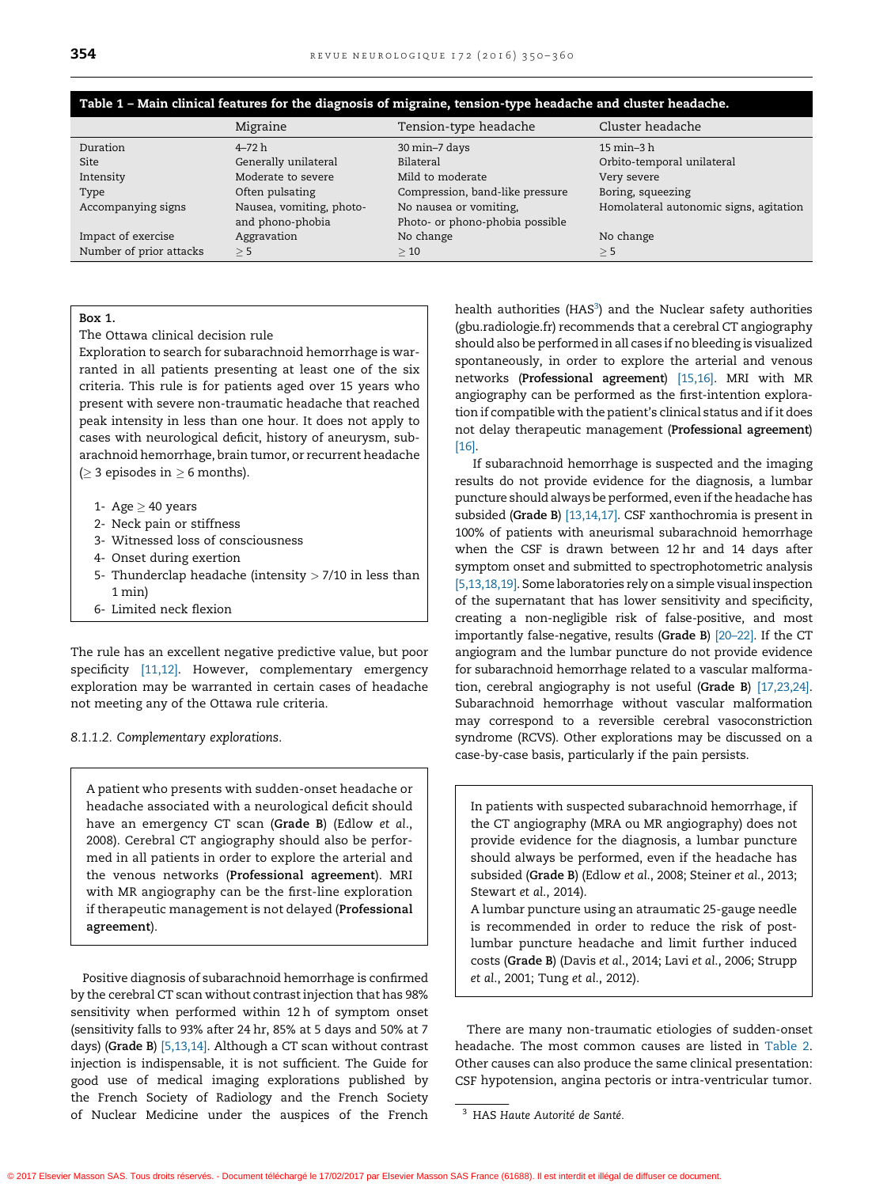**Table 1 – Main clinical features for the diagnosis of migraine, tension-type headache and cluster headache.**

| | Migraine | Tension-type headache | Cluster headache |
|---|---|---|---|
| Duration | 4–72 h | 30 min–7 days | 15 min–3 h |
| Site | Generally unilateral | Bilateral | Orbito-temporal unilateral |
| Intensity | Moderate to severe | Mild to moderate | Very severe |
| Type | Often pulsating | Compression, band-like pressure | Boring, squeezing |
| Accompanying signs | Nausea, vomiting, photo- and phono-phobia | No nausea or vomiting, Photo- or phono-phobia possible | Homolateral autonomic signs, agitation |
| Impact of exercise | Aggravation | No change | No change |
| Number of prior attacks | $\geq 5$ | $\geq 10$ | $\geq 5$ |

**Box 1.**
The Ottawa clinical decision rule
Exploration to search for subarachnoid hemorrhage is warranted in all patients presenting at least one of the six criteria. This rule is for patients aged over 15 years who present with severe non-traumatic headache that reached peak intensity in less than one hour. It does not apply to cases with neurological deficit, history of aneurysm, subarachnoid hemorrhage, brain tumor, or recurrent headache ($\geq 3$ episodes in $\geq 6$ months).

1- Age $\geq 40$ years
2- Neck pain or stiffness
3- Witnessed loss of consciousness
4- Onset during exertion
5- Thunderclap headache (intensity $> 7/10$ in less than 1 min)
6- Limited neck flexion

The rule has an excellent negative predictive value, but poor specificity [11,12]. However, complementary emergency exploration may be warranted in certain cases of headache not meeting any of the Ottawa rule criteria.

*8.1.1.2. Complementary explorations.*

> A patient who presents with sudden-onset headache or headache associated with a neurological deficit should have an emergency CT scan (**Grade B**) (Edlow *et al.*, 2008). Cerebral CT angiography should also be performed in all patients in order to explore the arterial and the venous networks (**Professional agreement**). MRI with MR angiography can be the first-line exploration if therapeutic management is not delayed (**Professional agreement**).

Positive diagnosis of subarachnoid hemorrhage is confirmed by the cerebral CT scan without contrast injection that has 98% sensitivity when performed within 12 h of symptom onset (sensitivity falls to 93% after 24 hr, 85% at 5 days and 50% at 7 days) (**Grade B**) [5,13,14]. Although a CT scan without contrast injection is indispensable, it is not sufficient. The Guide for good use of medical imaging explorations published by the French Society of Radiology and the French Society of Nuclear Medicine under the auspices of the French health authorities (HAS[3]) and the Nuclear safety authorities (gbu.radiologie.fr) recommends that a cerebral CT angiography should also be performed in all cases if no bleeding is visualized spontaneously, in order to explore the arterial and venous networks (**Professional agreement**) [15,16]. MRI with MR angiography can be performed as the first-intention exploration if compatible with the patient's clinical status and if it does not delay therapeutic management (**Professional agreement**) [16].

If subarachnoid hemorrhage is suspected and the imaging results do not provide evidence for the diagnosis, a lumbar puncture should always be performed, even if the headache has subsided (**Grade B**) [13,14,17]. CSF xanthochromia is present in 100% of patients with aneurismal subarachnoid hemorrhage when the CSF is drawn between 12 hr and 14 days after symptom onset and submitted to spectrophotometric analysis [5,13,18,19]. Some laboratories rely on a simple visual inspection of the supernatant that has lower sensitivity and specificity, creating a non-negligible risk of false-positive, and most importantly false-negative, results (**Grade B**) [20–22]. If the CT angiogram and the lumbar puncture do not provide evidence for subarachnoid hemorrhage related to a vascular malformation, cerebral angiography is not useful (**Grade B**) [17,23,24]. Subarachnoid hemorrhage without vascular malformation may correspond to a reversible cerebral vasoconstriction syndrome (RCVS). Other explorations may be discussed on a case-by-case basis, particularly if the pain persists.

> In patients with suspected subarachnoid hemorrhage, if the CT angiography (MRA ou MR angiography) does not provide evidence for the diagnosis, a lumbar puncture should always be performed, even if the headache has subsided (**Grade B**) (Edlow *et al.*, 2008; Steiner *et al.*, 2013; Stewart *et al.*, 2014).
> A lumbar puncture using an atraumatic 25-gauge needle is recommended in order to reduce the risk of post-lumbar puncture headache and limit further induced costs (**Grade B**) (Davis *et al.*, 2014; Lavi *et al.*, 2006; Strupp *et al.*, 2001; Tung *et al.*, 2012).

There are many non-traumatic etiologies of sudden-onset headache. The most common causes are listed in Table 2. Other causes can also produce the same clinical presentation: CSF hypotension, angina pectoris or intra-ventricular tumor.

[3] HAS *Haute Autorité de Santé*.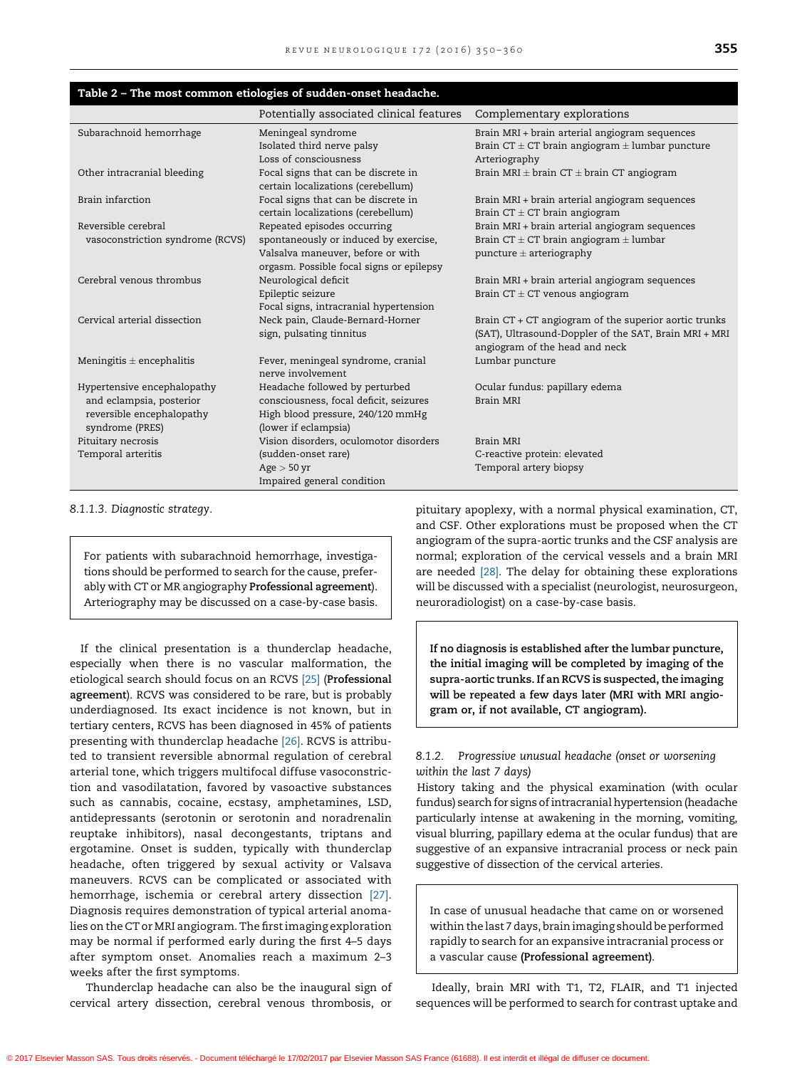**Table 2 – The most common etiologies of sudden-onset headache.**

| | Potentially associated clinical features | Complementary explorations |
|---|---|---|
| Subarachnoid hemorrhage | Meningeal syndrome<br>Isolated third nerve palsy<br>Loss of consciousness | Brain MRI + brain arterial angiogram sequences<br>Brain CT ± CT brain angiogram ± lumbar puncture<br>Arteriography |
| Other intracranial bleeding | Focal signs that can be discrete in certain localizations (cerebellum) | Brain MRI ± brain CT ± brain CT angiogram |
| Brain infarction | Focal signs that can be discrete in certain localizations (cerebellum) | Brain MRI + brain arterial angiogram sequences<br>Brain CT ± CT brain angiogram |
| Reversible cerebral vasoconstriction syndrome (RCVS) | Repeated episodes occurring spontaneously or induced by exercise, Valsalva maneuver, before or with orgasm. Possible focal signs or epilepsy | Brain MRI + brain arterial angiogram sequences<br>Brain CT ± CT brain angiogram ± lumbar puncture ± arteriography |
| Cerebral venous thrombus | Neurological deficit<br>Epileptic seizure<br>Focal signs, intracranial hypertension | Brain MRI + brain arterial angiogram sequences<br>Brain CT ± CT venous angiogram |
| Cervical arterial dissection | Neck pain, Claude-Bernard-Horner sign, pulsating tinnitus | Brain CT + CT angiogram of the superior aortic trunks (SAT), Ultrasound-Doppler of the SAT, Brain MRI + MRI angiogram of the head and neck |
| Meningitis ± encephalitis | Fever, meningeal syndrome, cranial nerve involvement | Lumbar puncture |
| Hypertensive encephalopathy and eclampsia, posterior reversible encephalopathy syndrome (PRES) | Headache followed by perturbed consciousness, focal deficit, seizures<br>High blood pressure, 240/120 mmHg (lower if eclampsia) | Ocular fundus: papillary edema<br>Brain MRI |
| Pituitary necrosis | Vision disorders, oculomotor disorders | Brain MRI |
| Temporal arteritis | (sudden-onset rare)<br>Age > 50 yr<br>Impaired general condition | C-reactive protein: elevated<br>Temporal artery biopsy |

*8.1.1.3. Diagnostic strategy.*

> For patients with subarachnoid hemorrhage, investigations should be performed to search for the cause, preferably with CT or MR angiography **Professional agreement**). Arteriography may be discussed on a case-by-case basis.

If the clinical presentation is a thunderclap headache, especially when there is no vascular malformation, the etiological search should focus on an RCVS [25] (**Professional agreement**). RCVS was considered to be rare, but is probably underdiagnosed. Its exact incidence is not known, but in tertiary centers, RCVS has been diagnosed in 45% of patients presenting with thunderclap headache [26]. RCVS is attributed to transient reversible abnormal regulation of cerebral arterial tone, which triggers multifocal diffuse vasoconstriction and vasodilatation, favored by vasoactive substances such as cannabis, cocaine, ecstasy, amphetamines, LSD, antidepressants (serotonin or serotonin and noradrenalin reuptake inhibitors), nasal decongestants, triptans and ergotamine. Onset is sudden, typically with thunderclap headache, often triggered by sexual activity or Valsava maneuvers. RCVS can be complicated or associated with hemorrhage, ischemia or cerebral artery dissection [27]. Diagnosis requires demonstration of typical arterial anomalies on the CT or MRI angiogram. The first imaging exploration may be normal if performed early during the first 4–5 days after symptom onset. Anomalies reach a maximum 2–3 weeks after the first symptoms.

Thunderclap headache can also be the inaugural sign of cervical artery dissection, cerebral venous thrombosis, or pituitary apoplexy, with a normal physical examination, CT, and CSF. Other explorations must be proposed when the CT angiogram of the supra-aortic trunks and the CSF analysis are normal; exploration of the cervical vessels and a brain MRI are needed [28]. The delay for obtaining these explorations will be discussed with a specialist (neurologist, neurosurgeon, neuroradiologist) on a case-by-case basis.

> **If no diagnosis is established after the lumbar puncture, the initial imaging will be completed by imaging of the supra-aortic trunks. If an RCVS is suspected, the imaging will be repeated a few days later (MRI with MRI angiogram or, if not available, CT angiogram).**

*8.1.2. Progressive unusual headache (onset or worsening within the last 7 days)*

History taking and the physical examination (with ocular fundus) search for signs of intracranial hypertension (headache particularly intense at awakening in the morning, vomiting, visual blurring, papillary edema at the ocular fundus) that are suggestive of an expansive intracranial process or neck pain suggestive of dissection of the cervical arteries.

> In case of unusual headache that came on or worsened within the last 7 days, brain imaging should be performed rapidly to search for an expansive intracranial process or a vascular cause **(Professional agreement)**.

Ideally, brain MRI with T1, T2, FLAIR, and T1 injected sequences will be performed to search for contrast uptake and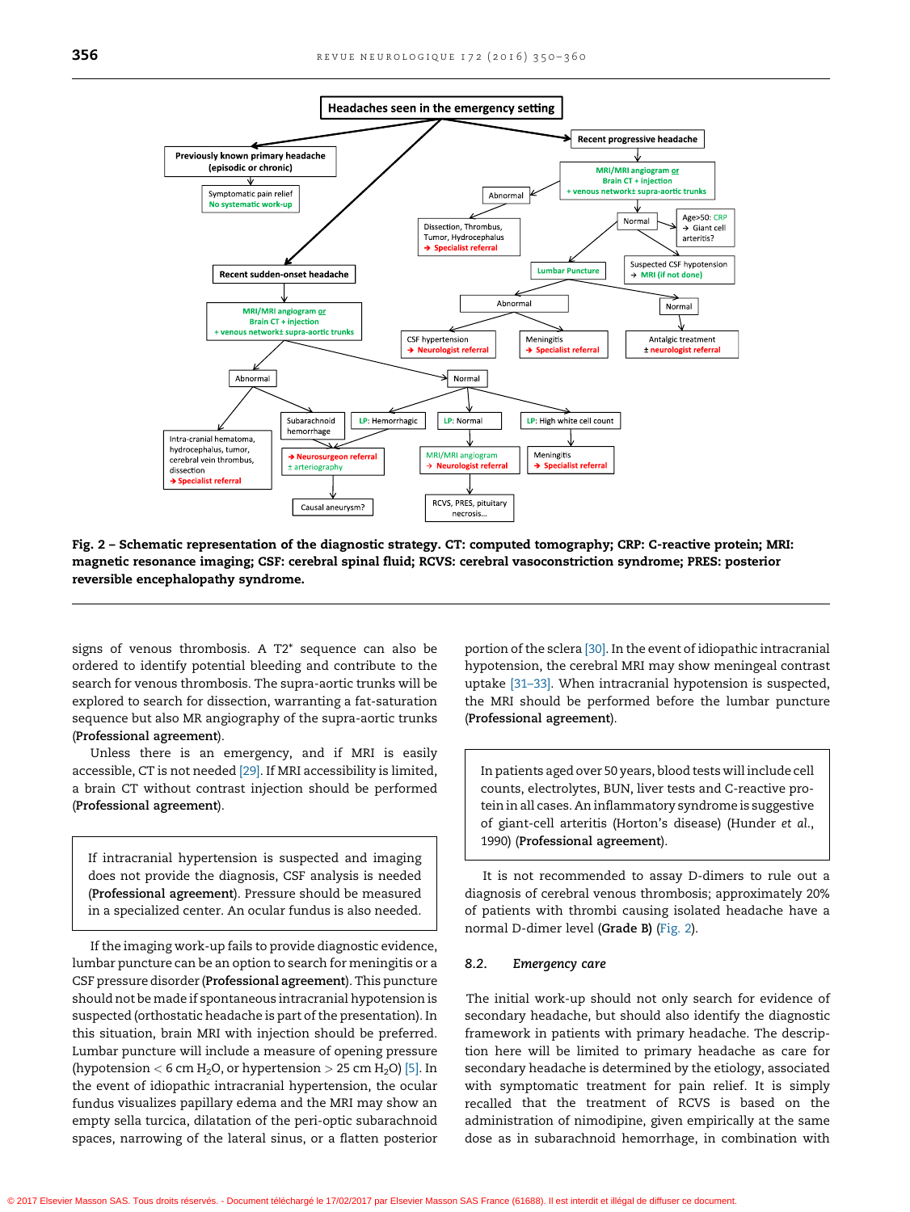**Fig. 2 – Schematic representation of the diagnostic strategy. CT: computed tomography; CRP: C-reactive protein; MRI: magnetic resonance imaging; CSF: cerebral spinal fluid; RCVS: cerebral vasoconstriction syndrome; PRES: posterior reversible encephalopathy syndrome.**

signs of venous thrombosis. A T2* sequence can also be ordered to identify potential bleeding and contribute to the search for venous thrombosis. The supra-aortic trunks will be explored to search for dissection, warranting a fat-saturation sequence but also MR angiography of the supra-aortic trunks (**Professional agreement**).

Unless there is an emergency, and if MRI is easily accessible, CT is not needed [29]. If MRI accessibility is limited, a brain CT without contrast injection should be performed (**Professional agreement**).

> If intracranial hypertension is suspected and imaging does not provide the diagnosis, CSF analysis is needed (**Professional agreement**). Pressure should be measured in a specialized center. An ocular fundus is also needed.

If the imaging work-up fails to provide diagnostic evidence, lumbar puncture can be an option to search for meningitis or a CSF pressure disorder (**Professional agreement**). This puncture should not be made if spontaneous intracranial hypotension is suspected (orthostatic headache is part of the presentation). In this situation, brain MRI with injection should be preferred. Lumbar puncture will include a measure of opening pressure (hypotension < 6 cm $H_2O$, or hypertension > 25 cm $H_2O$) [5]. In the event of idiopathic intracranial hypertension, the ocular fundus visualizes papillary edema and the MRI may show an empty sella turcica, dilatation of the peri-optic subarachnoid spaces, narrowing of the lateral sinus, or a flatten posterior portion of the sclera [30]. In the event of idiopathic intracranial hypotension, the cerebral MRI may show meningeal contrast uptake [31–33]. When intracranial hypotension is suspected, the MRI should be performed before the lumbar puncture (**Professional agreement**).

> In patients aged over 50 years, blood tests will include cell counts, electrolytes, BUN, liver tests and C-reactive protein in all cases. An inflammatory syndrome is suggestive of giant-cell arteritis (Horton's disease) (Hunder *et al.*, 1990) (**Professional agreement**).

It is not recommended to assay D-dimers to rule out a diagnosis of cerebral venous thrombosis; approximately 20% of patients with thrombi causing isolated headache have a normal D-dimer level (**Grade B**) (Fig. 2).

### 8.2. *Emergency care*

The initial work-up should not only search for evidence of secondary headache, but should also identify the diagnostic framework in patients with primary headache. The description here will be limited to primary headache as care for secondary headache is determined by the etiology, associated with symptomatic treatment for pain relief. It is simply recalled that the treatment of RCVS is based on the administration of nimodipine, given empirically at the same dose as in subarachnoid hemorrhage, in combination with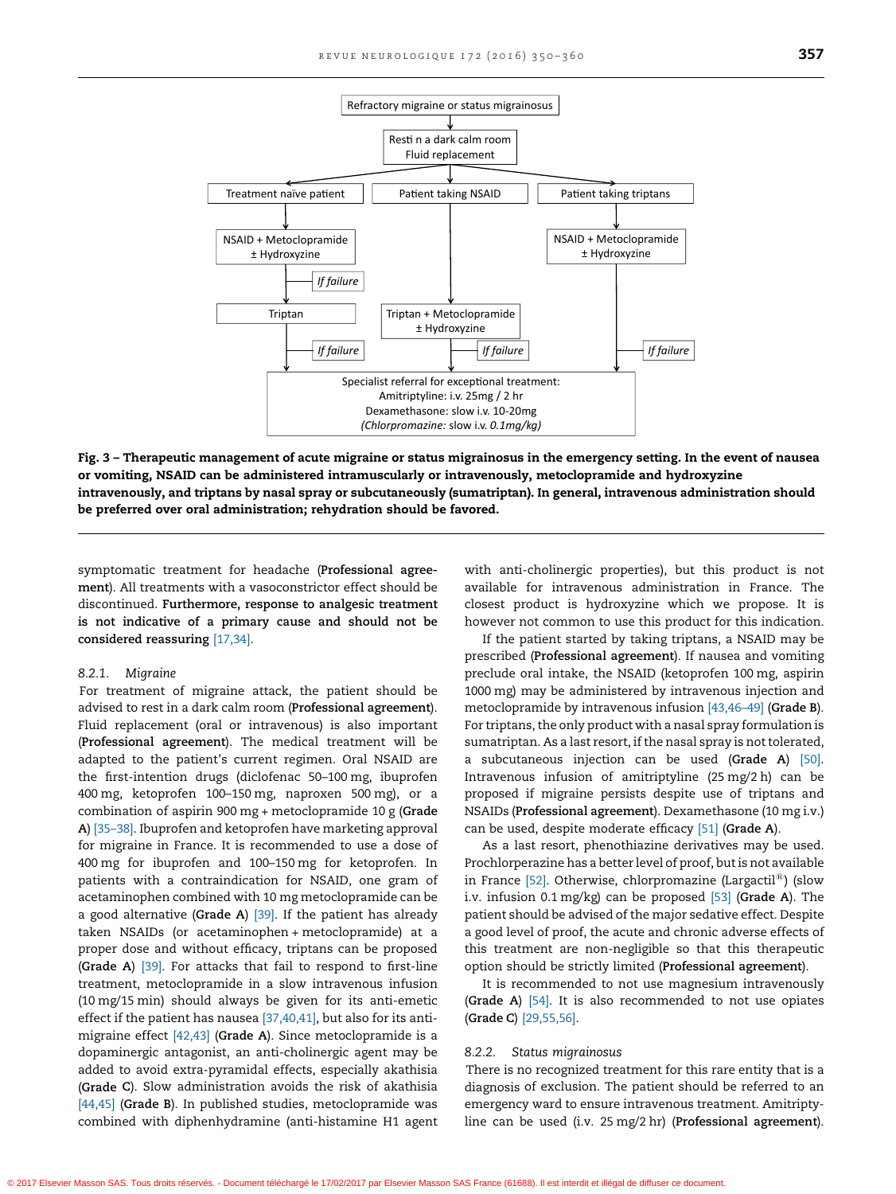Refractory migraine or status migrainosus

Resti n a dark calm room
Fluid replacement

Treatment naïve patient

NSAID + Metoclopramide
± Hydroxyzine

*If failure*

Triptan

*If failure*

Patient taking NSAID

Triptan + Metoclopramide
± Hydroxyzine

*If failure*

Patient taking triptans

NSAID + Metoclopramide
± Hydroxyzine

*If failure*

Specialist referral for exceptional treatment:
Amitriptyline: i.v. 25mg / 2 hr
Dexamethasone: slow i.v. 10-20mg
*(Chlorpromazine: slow i.v. 0.1mg/kg)*

**Fig. 3 – Therapeutic management of acute migraine or status migrainosus in the emergency setting. In the event of nausea or vomiting, NSAID can be administered intramuscularly or intravenously, metoclopramide and hydroxyzine intravenously, and triptans by nasal spray or subcutaneously (sumatriptan). In general, intravenous administration should be preferred over oral administration; rehydration should be favored.**

symptomatic treatment for headache (**Professional agreement**). All treatments with a vasoconstrictor effect should be discontinued. **Furthermore, response to analgesic treatment is not indicative of a primary cause and should not be considered reassuring** [17,34].

### 8.2.1. Migraine

For treatment of migraine attack, the patient should be advised to rest in a dark calm room (**Professional agreement**). Fluid replacement (oral or intravenous) is also important (**Professional agreement**). The medical treatment will be adapted to the patient's current regimen. Oral NSAID are the first-intention drugs (diclofenac 50–100 mg, ibuprofen 400 mg, ketoprofen 100–150 mg, naproxen 500 mg), or a combination of aspirin 900 mg + metoclopramide 10 g (**Grade A**) [35–38]. Ibuprofen and ketoprofen have marketing approval for migraine in France. It is recommended to use a dose of 400 mg for ibuprofen and 100–150 mg for ketoprofen. In patients with a contraindication for NSAID, one gram of acetaminophen combined with 10 mg metoclopramide can be a good alternative (**Grade A**) [39]. If the patient has already taken NSAIDs (or acetaminophen + metoclopramide) at a proper dose and without efficacy, triptans can be proposed (**Grade A**) [39]. For attacks that fail to respond to first-line treatment, metoclopramide in a slow intravenous infusion (10 mg/15 min) should always be given for its anti-emetic effect if the patient has nausea [37,40,41], but also for its anti-migraine effect [42,43] (**Grade A**). Since metoclopramide is a dopaminergic antagonist, an anti-cholinergic agent may be added to avoid extra-pyramidal effects, especially akathisia (**Grade C**). Slow administration avoids the risk of akathisia [44,45] (**Grade B**). In published studies, metoclopramide was combined with diphenhydramine (anti-histamine H1 agent with anti-cholinergic properties), but this product is not available for intravenous administration in France. The closest product is hydroxyzine which we propose. It is however not common to use this product for this indication.

If the patient started by taking triptans, a NSAID may be prescribed (**Professional agreement**). If nausea and vomiting preclude oral intake, the NSAID (ketoprofen 100 mg, aspirin 1000 mg) may be administered by intravenous injection and metoclopramide by intravenous infusion [43,46–49] (**Grade B**). For triptans, the only product with a nasal spray formulation is sumatriptan. As a last resort, if the nasal spray is not tolerated, a subcutaneous injection can be used (**Grade A**) [50]. Intravenous infusion of amitriptyline (25 mg/2 h) can be proposed if migraine persists despite use of triptans and NSAIDs (**Professional agreement**). Dexamethasone (10 mg i.v.) can be used, despite moderate efficacy [51] (**Grade A**).

As a last resort, phenothiazine derivatives may be used. Prochlorperazine has a better level of proof, but is not available in France [52]. Otherwise, chlorpromazine (Largactil®) (slow i.v. infusion 0.1 mg/kg) can be proposed [53] (**Grade A**). The patient should be advised of the major sedative effect. Despite a good level of proof, the acute and chronic adverse effects of this treatment are non-negligible so that this therapeutic option should be strictly limited (**Professional agreement**).

It is recommended to not use magnesium intravenously (**Grade A**) [54]. It is also recommended to not use opiates (**Grade C**) [29,55,56].

### 8.2.2. Status migrainosus

There is no recognized treatment for this rare entity that is a diagnosis of exclusion. The patient should be referred to an emergency ward to ensure intravenous treatment. Amitriptyline can be used (i.v. 25 mg/2 hr) (**Professional agreement**).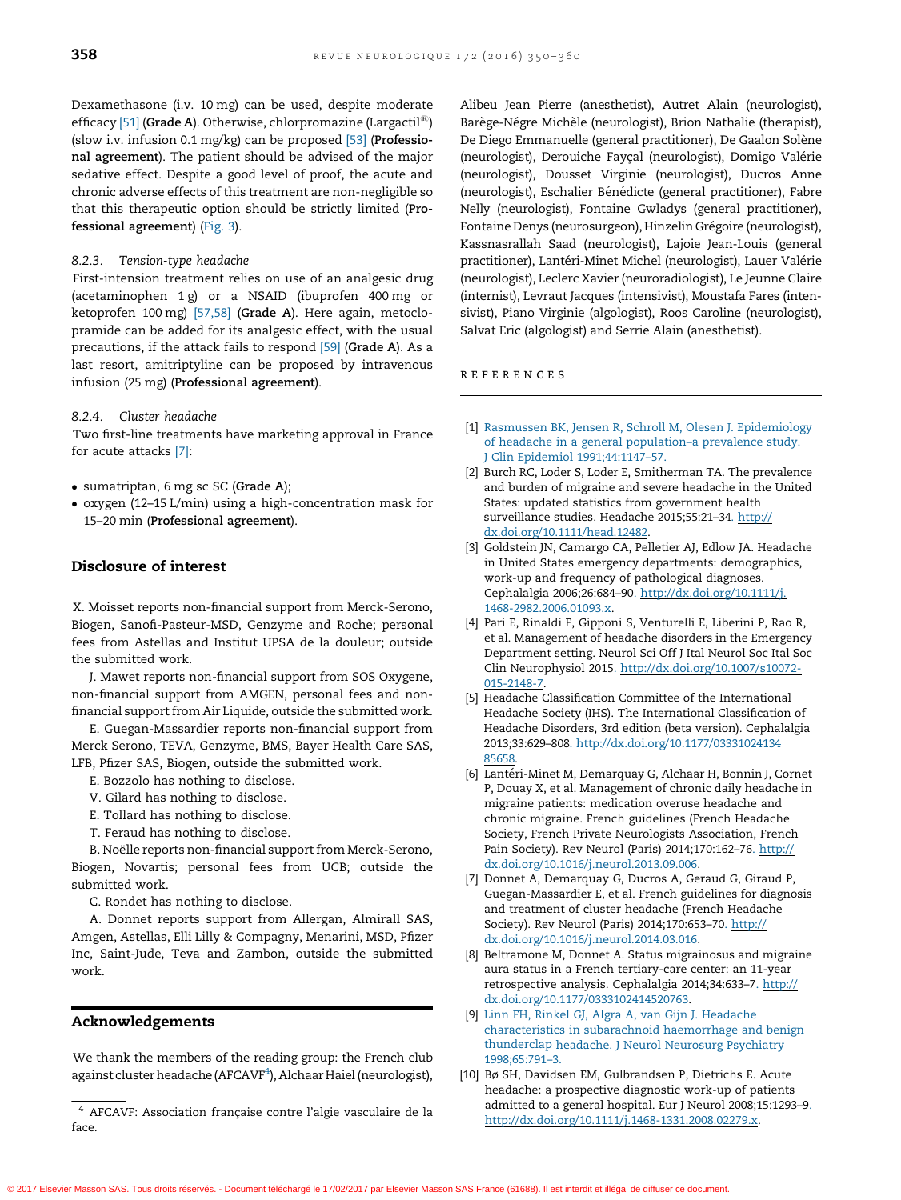Dexamethasone (i.v. 10 mg) can be used, despite moderate efficacy [51] (**Grade A**). Otherwise, chlorpromazine (Largactil®) (slow i.v. infusion 0.1 mg/kg) can be proposed [53] (**Professional agreement**). The patient should be advised of the major sedative effect. Despite a good level of proof, the acute and chronic adverse effects of this treatment are non-negligible so that this therapeutic option should be strictly limited (**Professional agreement**) (Fig. 3).

### 8.2.3. *Tension-type headache*

First-intension treatment relies on use of an analgesic drug (acetaminophen 1 g) or a NSAID (ibuprofen 400 mg or ketoprofen 100 mg) [57,58] (**Grade A**). Here again, metoclopramide can be added for its analgesic effect, with the usual precautions, if the attack fails to respond [59] (**Grade A**). As a last resort, amitriptyline can be proposed by intravenous infusion (25 mg) (**Professional agreement**).

### 8.2.4. *Cluster headache*

Two first-line treatments have marketing approval in France for acute attacks [7]:

- sumatriptan, 6 mg sc SC (**Grade A**);
- oxygen (12–15 L/min) using a high-concentration mask for 15–20 min (**Professional agreement**).

## Disclosure of interest

X. Moisset reports non-financial support from Merck-Serono, Biogen, Sanofi-Pasteur-MSD, Genzyme and Roche; personal fees from Astellas and Institut UPSA de la douleur; outside the submitted work.

J. Mawet reports non-financial support from SOS Oxygene, non-financial support from AMGEN, personal fees and non-financial support from Air Liquide, outside the submitted work.

E. Guegan-Massardier reports non-financial support from Merck Serono, TEVA, Genzyme, BMS, Bayer Health Care SAS, LFB, Pfizer SAS, Biogen, outside the submitted work.

E. Bozzolo has nothing to disclose.

V. Gilard has nothing to disclose.

E. Tollard has nothing to disclose.

T. Feraud has nothing to disclose.

B. Noëlle reports non-financial support from Merck-Serono, Biogen, Novartis; personal fees from UCB; outside the submitted work.

C. Rondet has nothing to disclose.

A. Donnet reports support from Allergan, Almirall SAS, Amgen, Astellas, Elli Lilly & Compagny, Menarini, MSD, Pfizer Inc, Saint-Jude, Teva and Zambon, outside the submitted work.

## Acknowledgements

We thank the members of the reading group: the French club against cluster headache (AFCAVF[4]), Alchaar Haiel (neurologist), Alibeu Jean Pierre (anesthetist), Autret Alain (neurologist), Barège-Négre Michèle (neurologist), Brion Nathalie (therapist), De Diego Emmanuelle (general practitioner), De Gaalon Solène (neurologist), Derouiche Fayçal (neurologist), Domigo Valérie (neurologist), Dousset Virginie (neurologist), Ducros Anne (neurologist), Eschalier Bénédicte (general practitioner), Fabre Nelly (neurologist), Fontaine Gwladys (general practitioner), Fontaine Denys (neurosurgeon), Hinzelin Grégoire (neurologist), Kassnasrallah Saad (neurologist), Lajoie Jean-Louis (general practitioner), Lantéri-Minet Michel (neurologist), Lauer Valérie (neurologist), Leclerc Xavier (neuroradiologist), Le Jeunne Claire (internist), Levraut Jacques (intensivist), Moustafa Fares (intensivist), Piano Virginie (algologist), Roos Caroline (neurologist), Salvat Eric (algologist) and Serrie Alain (anesthetist).

[4] AFCAVF: Association française contre l'algie vasculaire de la face.

## REFERENCES

[1] Rasmussen BK, Jensen R, Schroll M, Olesen J. Epidemiology of headache in a general population–a prevalence study. J Clin Epidemiol 1991;44:1147–57.

[2] Burch RC, Loder S, Loder E, Smitherman TA. The prevalence and burden of migraine and severe headache in the United States: updated statistics from government health surveillance studies. Headache 2015;55:21–34. http://dx.doi.org/10.1111/head.12482.

[3] Goldstein JN, Camargo CA, Pelletier AJ, Edlow JA. Headache in United States emergency departments: demographics, work-up and frequency of pathological diagnoses. Cephalalgia 2006;26:684–90. http://dx.doi.org/10.1111/j.1468-2982.2006.01093.x.

[4] Pari E, Rinaldi F, Gipponi S, Venturelli E, Liberini P, Rao R, et al. Management of headache disorders in the Emergency Department setting. Neurol Sci Off J Ital Neurol Soc Ital Soc Clin Neurophysiol 2015. http://dx.doi.org/10.1007/s10072-015-2148-7.

[5] Headache Classification Committee of the International Headache Society (IHS). The International Classification of Headache Disorders, 3rd edition (beta version). Cephalalgia 2013;33:629–808. http://dx.doi.org/10.1177/0333102413485658.

[6] Lantéri-Minet M, Demarquay G, Alchaar H, Bonnin J, Cornet P, Douay X, et al. Management of chronic daily headache in migraine patients: medication overuse headache and chronic migraine. French guidelines (French Headache Society, French Private Neurologists Association, French Pain Society). Rev Neurol (Paris) 2014;170:162–76. http://dx.doi.org/10.1016/j.neurol.2013.09.006.

[7] Donnet A, Demarquay G, Ducros A, Geraud G, Giraud P, Guegan-Massardier E, et al. French guidelines for diagnosis and treatment of cluster headache (French Headache Society). Rev Neurol (Paris) 2014;170:653–70. http://dx.doi.org/10.1016/j.neurol.2014.03.016.

[8] Beltramone M, Donnet A. Status migrainosus and migraine aura status in a French tertiary-care center: an 11-year retrospective analysis. Cephalalgia 2014;34:633–7. http://dx.doi.org/10.1177/0333102414520763.

[9] Linn FH, Rinkel GJ, Algra A, van Gijn J. Headache characteristics in subarachnoid haemorrhage and benign thunderclap headache. J Neurol Neurosurg Psychiatry 1998;65:791–3.

[10] Bø SH, Davidsen EM, Gulbrandsen P, Dietrichs E. Acute headache: a prospective diagnostic work-up of patients admitted to a general hospital. Eur J Neurol 2008;15:1293–9. http://dx.doi.org/10.1111/j.1468-1331.2008.02279.x.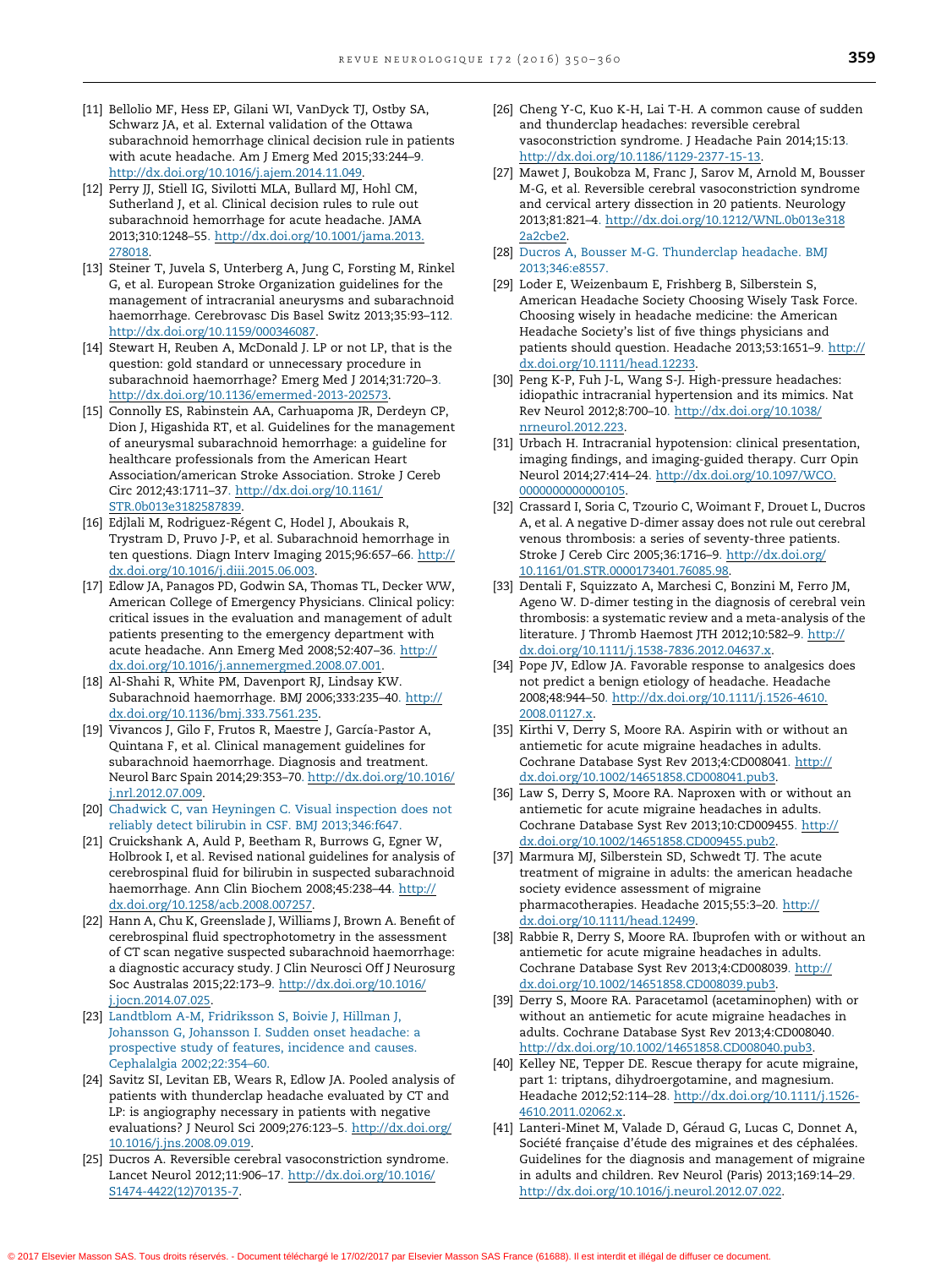[11] Bellolio MF, Hess EP, Gilani WI, VanDyck TJ, Ostby SA, Schwarz JA, et al. External validation of the Ottawa subarachnoid hemorrhage clinical decision rule in patients with acute headache. Am J Emerg Med 2015;33:244–9. http://dx.doi.org/10.1016/j.ajem.2014.11.049.

[12] Perry JJ, Stiell IG, Sivilotti MLA, Bullard MJ, Hohl CM, Sutherland J, et al. Clinical decision rules to rule out subarachnoid hemorrhage for acute headache. JAMA 2013;310:1248–55. http://dx.doi.org/10.1001/jama.2013.278018.

[13] Steiner T, Juvela S, Unterberg A, Jung C, Forsting M, Rinkel G, et al. European Stroke Organization guidelines for the management of intracranial aneurysms and subarachnoid haemorrhage. Cerebrovasc Dis Basel Switz 2013;35:93–112. http://dx.doi.org/10.1159/000346087.

[14] Stewart H, Reuben A, McDonald J. LP or not LP, that is the question: gold standard or unnecessary procedure in subarachnoid haemorrhage? Emerg Med J 2014;31:720–3. http://dx.doi.org/10.1136/emermed-2013-202573.

[15] Connolly ES, Rabinstein AA, Carhuapoma JR, Derdeyn CP, Dion J, Higashida RT, et al. Guidelines for the management of aneurysmal subarachnoid hemorrhage: a guideline for healthcare professionals from the American Heart Association/american Stroke Association. Stroke J Cereb Circ 2012;43:1711–37. http://dx.doi.org/10.1161/STR.0b013e3182587839.

[16] Edjlali M, Rodriguez-Régent C, Hodel J, Aboukais R, Trystram D, Pruvo J-P, et al. Subarachnoid hemorrhage in ten questions. Diagn Interv Imaging 2015;96:657–66. http://dx.doi.org/10.1016/j.diii.2015.06.003.

[17] Edlow JA, Panagos PD, Godwin SA, Thomas TL, Decker WW, American College of Emergency Physicians. Clinical policy: critical issues in the evaluation and management of adult patients presenting to the emergency department with acute headache. Ann Emerg Med 2008;52:407–36. http://dx.doi.org/10.1016/j.annemergmed.2008.07.001.

[18] Al-Shahi R, White PM, Davenport RJ, Lindsay KW. Subarachnoid haemorrhage. BMJ 2006;333:235–40. http://dx.doi.org/10.1136/bmj.333.7561.235.

[19] Vivancos J, Gilo F, Frutos R, Maestre J, García-Pastor A, Quintana F, et al. Clinical management guidelines for subarachnoid haemorrhage. Diagnosis and treatment. Neurol Barc Spain 2014;29:353–70. http://dx.doi.org/10.1016/j.nrl.2012.07.009.

[20] Chadwick C, van Heyningen C. Visual inspection does not reliably detect bilirubin in CSF. BMJ 2013;346:f647.

[21] Cruickshank A, Auld P, Beetham R, Burrows G, Egner W, Holbrook I, et al. Revised national guidelines for analysis of cerebrospinal fluid for bilirubin in suspected subarachnoid haemorrhage. Ann Clin Biochem 2008;45:238–44. http://dx.doi.org/10.1258/acb.2008.007257.

[22] Hann A, Chu K, Greenslade J, Williams J, Brown A. Benefit of cerebrospinal fluid spectrophotometry in the assessment of CT scan negative suspected subarachnoid haemorrhage: a diagnostic accuracy study. J Clin Neurosci Off J Neurosurg Soc Australas 2015;22:173–9. http://dx.doi.org/10.1016/j.jocn.2014.07.025.

[23] Landtblom A-M, Fridriksson S, Boivie J, Hillman J, Johansson G, Johansson I. Sudden onset headache: a prospective study of features, incidence and causes. Cephalalgia 2002;22:354–60.

[24] Savitz SI, Levitan EB, Wears R, Edlow JA. Pooled analysis of patients with thunderclap headache evaluated by CT and LP: is angiography necessary in patients with negative evaluations? J Neurol Sci 2009;276:123–5. http://dx.doi.org/10.1016/j.jns.2008.09.019.

[25] Ducros A. Reversible cerebral vasoconstriction syndrome. Lancet Neurol 2012;11:906–17. http://dx.doi.org/10.1016/S1474-4422(12)70135-7.

[26] Cheng Y-C, Kuo K-H, Lai T-H. A common cause of sudden and thunderclap headaches: reversible cerebral vasoconstriction syndrome. J Headache Pain 2014;15:13. http://dx.doi.org/10.1186/1129-2377-15-13.

[27] Mawet J, Boukobza M, Franc J, Sarov M, Arnold M, Bousser M-G, et al. Reversible cerebral vasoconstriction syndrome and cervical artery dissection in 20 patients. Neurology 2013;81:821–4. http://dx.doi.org/10.1212/WNL.0b013e3182a2cbe2.

[28] Ducros A, Bousser M-G. Thunderclap headache. BMJ 2013;346:e8557.

[29] Loder E, Weizenbaum E, Frishberg B, Silberstein S, American Headache Society Choosing Wisely Task Force. Choosing wisely in headache medicine: the American Headache Society's list of five things physicians and patients should question. Headache 2013;53:1651–9. http://dx.doi.org/10.1111/head.12233.

[30] Peng K-P, Fuh J-L, Wang S-J. High-pressure headaches: idiopathic intracranial hypertension and its mimics. Nat Rev Neurol 2012;8:700–10. http://dx.doi.org/10.1038/nrneurol.2012.223.

[31] Urbach H. Intracranial hypotension: clinical presentation, imaging findings, and imaging-guided therapy. Curr Opin Neurol 2014;27:414–24. http://dx.doi.org/10.1097/WCO.0000000000000105.

[32] Crassard I, Soria C, Tzourio C, Woimant F, Drouet L, Ducros A, et al. A negative D-dimer assay does not rule out cerebral venous thrombosis: a series of seventy-three patients. Stroke J Cereb Circ 2005;36:1716–9. http://dx.doi.org/10.1161/01.STR.0000173401.76085.98.

[33] Dentali F, Squizzato A, Marchesi C, Bonzini M, Ferro JM, Ageno W. D-dimer testing in the diagnosis of cerebral vein thrombosis: a systematic review and a meta-analysis of the literature. J Thromb Haemost JTH 2012;10:582–9. http://dx.doi.org/10.1111/j.1538-7836.2012.04637.x.

[34] Pope JV, Edlow JA. Favorable response to analgesics does not predict a benign etiology of headache. Headache 2008;48:944–50. http://dx.doi.org/10.1111/j.1526-4610.2008.01127.x.

[35] Kirthi V, Derry S, Moore RA. Aspirin with or without an antiemetic for acute migraine headaches in adults. Cochrane Database Syst Rev 2013;4:CD008041. http://dx.doi.org/10.1002/14651858.CD008041.pub3.

[36] Law S, Derry S, Moore RA. Naproxen with or without an antiemetic for acute migraine headaches in adults. Cochrane Database Syst Rev 2013;10:CD009455. http://dx.doi.org/10.1002/14651858.CD009455.pub2.

[37] Marmura MJ, Silberstein SD, Schwedt TJ. The acute treatment of migraine in adults: the american headache society evidence assessment of migraine pharmacotherapies. Headache 2015;55:3–20. http://dx.doi.org/10.1111/head.12499.

[38] Rabbie R, Derry S, Moore RA. Ibuprofen with or without an antiemetic for acute migraine headaches in adults. Cochrane Database Syst Rev 2013;4:CD008039. http://dx.doi.org/10.1002/14651858.CD008039.pub3.

[39] Derry S, Moore RA. Paracetamol (acetaminophen) with or without an antiemetic for acute migraine headaches in adults. Cochrane Database Syst Rev 2013;4:CD008040. http://dx.doi.org/10.1002/14651858.CD008040.pub3.

[40] Kelley NE, Tepper DE. Rescue therapy for acute migraine, part 1: triptans, dihydroergotamine, and magnesium. Headache 2012;52:114–28. http://dx.doi.org/10.1111/j.1526-4610.2011.02062.x.

[41] Lanteri-Minet M, Valade D, Géraud G, Lucas C, Donnet A, Société française d'étude des migraines et des céphalées. Guidelines for the diagnosis and management of migraine in adults and children. Rev Neurol (Paris) 2013;169:14–29. http://dx.doi.org/10.1016/j.neurol.2012.07.022.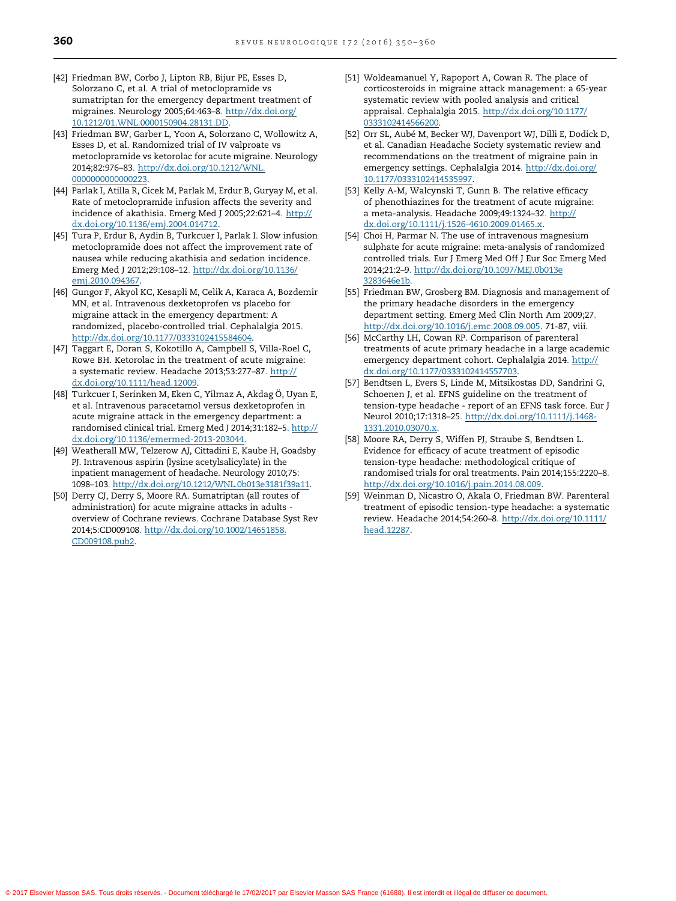[42] Friedman BW, Corbo J, Lipton RB, Bijur PE, Esses D, Solorzano C, et al. A trial of metoclopramide vs sumatriptan for the emergency department treatment of migraines. Neurology 2005;64:463–8. http://dx.doi.org/10.1212/01.WNL.0000150904.28131.DD.

[43] Friedman BW, Garber L, Yoon A, Solorzano C, Wollowitz A, Esses D, et al. Randomized trial of IV valproate vs metoclopramide vs ketorolac for acute migraine. Neurology 2014;82:976–83. http://dx.doi.org/10.1212/WNL.0000000000000223.

[44] Parlak I, Atilla R, Cicek M, Parlak M, Erdur B, Guryay M, et al. Rate of metoclopramide infusion affects the severity and incidence of akathisia. Emerg Med J 2005;22:621–4. http://dx.doi.org/10.1136/emj.2004.014712.

[45] Tura P, Erdur B, Aydin B, Turkcuer I, Parlak I. Slow infusion metoclopramide does not affect the improvement rate of nausea while reducing akathisia and sedation incidence. Emerg Med J 2012;29:108–12. http://dx.doi.org/10.1136/emj.2010.094367.

[46] Gungor F, Akyol KC, Kesapli M, Celik A, Karaca A, Bozdemir MN, et al. Intravenous dexketoprofen vs placebo for migraine attack in the emergency department: A randomized, placebo-controlled trial. Cephalalgia 2015. http://dx.doi.org/10.1177/0333102415584604.

[47] Taggart E, Doran S, Kokotillo A, Campbell S, Villa-Roel C, Rowe BH. Ketorolac in the treatment of acute migraine: a systematic review. Headache 2013;53:277–87. http://dx.doi.org/10.1111/head.12009.

[48] Turkcuer I, Serinken M, Eken C, Yilmaz A, Akdag Ö, Uyan E, et al. Intravenous paracetamol versus dexketoprofen in acute migraine attack in the emergency department: a randomised clinical trial. Emerg Med J 2014;31:182–5. http://dx.doi.org/10.1136/emermed-2013-203044.

[49] Weatherall MW, Telzerow AJ, Cittadini E, Kaube H, Goadsby PJ. Intravenous aspirin (lysine acetylsalicylate) in the inpatient management of headache. Neurology 2010;75: 1098–103. http://dx.doi.org/10.1212/WNL.0b013e3181f39a11.

[50] Derry CJ, Derry S, Moore RA. Sumatriptan (all routes of administration) for acute migraine attacks in adults - overview of Cochrane reviews. Cochrane Database Syst Rev 2014;5:CD009108. http://dx.doi.org/10.1002/14651858.CD009108.pub2.

[51] Woldeamanuel Y, Rapoport A, Cowan R. The place of corticosteroids in migraine attack management: a 65-year systematic review with pooled analysis and critical appraisal. Cephalalgia 2015. http://dx.doi.org/10.1177/0333102414566200.

[52] Orr SL, Aubé M, Becker WJ, Davenport WJ, Dilli E, Dodick D, et al. Canadian Headache Society systematic review and recommendations on the treatment of migraine pain in emergency settings. Cephalalgia 2014. http://dx.doi.org/10.1177/0333102414535997.

[53] Kelly A-M, Walcynski T, Gunn B. The relative efficacy of phenothiazines for the treatment of acute migraine: a meta-analysis. Headache 2009;49:1324–32. http://dx.doi.org/10.1111/j.1526-4610.2009.01465.x.

[54] Choi H, Parmar N. The use of intravenous magnesium sulphate for acute migraine: meta-analysis of randomized controlled trials. Eur J Emerg Med Off J Eur Soc Emerg Med 2014;21:2–9. http://dx.doi.org/10.1097/MEJ.0b013e3283646e1b.

[55] Friedman BW, Grosberg BM. Diagnosis and management of the primary headache disorders in the emergency department setting. Emerg Med Clin North Am 2009;27. http://dx.doi.org/10.1016/j.emc.2008.09.005. 71-87, viii.

[56] McCarthy LH, Cowan RP. Comparison of parenteral treatments of acute primary headache in a large academic emergency department cohort. Cephalalgia 2014. http://dx.doi.org/10.1177/0333102414557703.

[57] Bendtsen L, Evers S, Linde M, Mitsikostas DD, Sandrini G, Schoenen J, et al. EFNS guideline on the treatment of tension-type headache - report of an EFNS task force. Eur J Neurol 2010;17:1318–25. http://dx.doi.org/10.1111/j.1468-1331.2010.03070.x.

[58] Moore RA, Derry S, Wiffen PJ, Straube S, Bendtsen L. Evidence for efficacy of acute treatment of episodic tension-type headache: methodological critique of randomised trials for oral treatments. Pain 2014;155:2220–8. http://dx.doi.org/10.1016/j.pain.2014.08.009.

[59] Weinman D, Nicastro O, Akala O, Friedman BW. Parenteral treatment of episodic tension-type headache: a systematic review. Headache 2014;54:260–8. http://dx.doi.org/10.1111/head.12287.